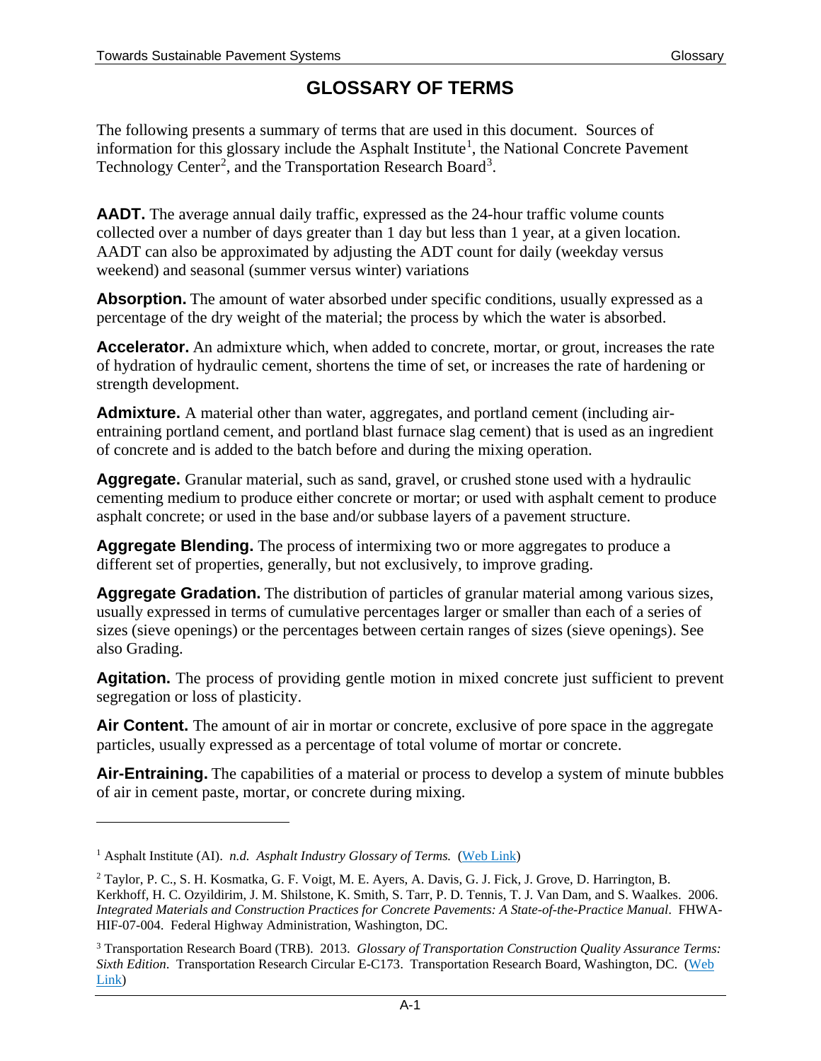# GLOSSARY OF TERMS

The following presents a summary of terms that are used in this document. Sources of information for this glossary include the Asphalt Institute[1], the National Concrete Pavement Technology Center[2], and the Transportation Research Board[3].

**AADT.** The average annual daily traffic, expressed as the 24-hour traffic volume counts collected over a number of days greater than 1 day but less than 1 year, at a given location. AADT can also be approximated by adjusting the ADT count for daily (weekday versus weekend) and seasonal (summer versus winter) variations

**Absorption.** The amount of water absorbed under specific conditions, usually expressed as a percentage of the dry weight of the material; the process by which the water is absorbed.

**Accelerator.** An admixture which, when added to concrete, mortar, or grout, increases the rate of hydration of hydraulic cement, shortens the time of set, or increases the rate of hardening or strength development.

**Admixture.** A material other than water, aggregates, and portland cement (including air-entraining portland cement, and portland blast furnace slag cement) that is used as an ingredient of concrete and is added to the batch before and during the mixing operation.

**Aggregate.** Granular material, such as sand, gravel, or crushed stone used with a hydraulic cementing medium to produce either concrete or mortar; or used with asphalt cement to produce asphalt concrete; or used in the base and/or subbase layers of a pavement structure.

**Aggregate Blending.** The process of intermixing two or more aggregates to produce a different set of properties, generally, but not exclusively, to improve grading.

**Aggregate Gradation.** The distribution of particles of granular material among various sizes, usually expressed in terms of cumulative percentages larger or smaller than each of a series of sizes (sieve openings) or the percentages between certain ranges of sizes (sieve openings). See also Grading.

**Agitation.** The process of providing gentle motion in mixed concrete just sufficient to prevent segregation or loss of plasticity.

**Air Content.** The amount of air in mortar or concrete, exclusive of pore space in the aggregate particles, usually expressed as a percentage of total volume of mortar or concrete.

**Air-Entraining.** The capabilities of a material or process to develop a system of minute bubbles of air in cement paste, mortar, or concrete during mixing.

---

[1] Asphalt Institute (AI). *n.d. Asphalt Industry Glossary of Terms.* (Web Link)

[2] Taylor, P. C., S. H. Kosmatka, G. F. Voigt, M. E. Ayers, A. Davis, G. J. Fick, J. Grove, D. Harrington, B. Kerkhoff, H. C. Ozyildirim, J. M. Shilstone, K. Smith, S. Tarr, P. D. Tennis, T. J. Van Dam, and S. Waalkes. 2006. *Integrated Materials and Construction Practices for Concrete Pavements: A State-of-the-Practice Manual*. FHWA-HIF-07-004. Federal Highway Administration, Washington, DC.

[3] Transportation Research Board (TRB). 2013. *Glossary of Transportation Construction Quality Assurance Terms: Sixth Edition*. Transportation Research Circular E-C173. Transportation Research Board, Washington, DC. (Web Link)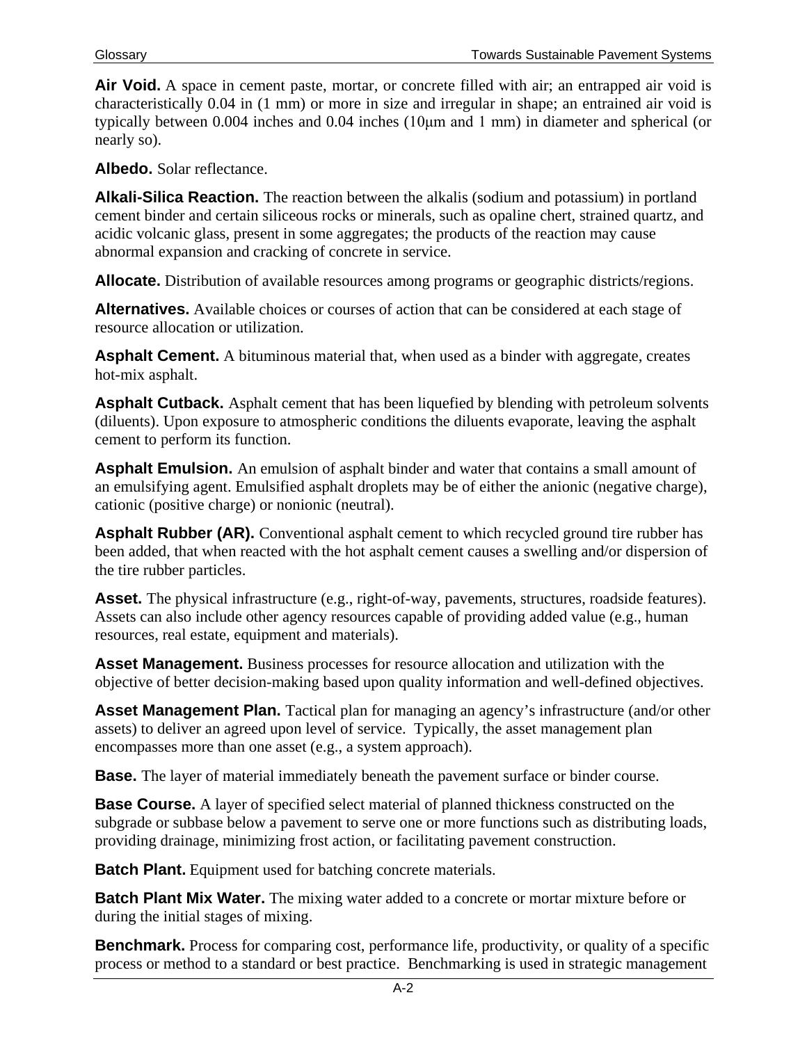**Air Void.** A space in cement paste, mortar, or concrete filled with air; an entrapped air void is characteristically 0.04 in (1 mm) or more in size and irregular in shape; an entrained air void is typically between 0.004 inches and 0.04 inches (10μm and 1 mm) in diameter and spherical (or nearly so).

**Albedo.** Solar reflectance.

**Alkali-Silica Reaction.** The reaction between the alkalis (sodium and potassium) in portland cement binder and certain siliceous rocks or minerals, such as opaline chert, strained quartz, and acidic volcanic glass, present in some aggregates; the products of the reaction may cause abnormal expansion and cracking of concrete in service.

**Allocate.** Distribution of available resources among programs or geographic districts/regions.

**Alternatives.** Available choices or courses of action that can be considered at each stage of resource allocation or utilization.

**Asphalt Cement.** A bituminous material that, when used as a binder with aggregate, creates hot-mix asphalt.

**Asphalt Cutback.** Asphalt cement that has been liquefied by blending with petroleum solvents (diluents). Upon exposure to atmospheric conditions the diluents evaporate, leaving the asphalt cement to perform its function.

**Asphalt Emulsion.** An emulsion of asphalt binder and water that contains a small amount of an emulsifying agent. Emulsified asphalt droplets may be of either the anionic (negative charge), cationic (positive charge) or nonionic (neutral).

**Asphalt Rubber (AR).** Conventional asphalt cement to which recycled ground tire rubber has been added, that when reacted with the hot asphalt cement causes a swelling and/or dispersion of the tire rubber particles.

**Asset.** The physical infrastructure (e.g., right-of-way, pavements, structures, roadside features). Assets can also include other agency resources capable of providing added value (e.g., human resources, real estate, equipment and materials).

**Asset Management.** Business processes for resource allocation and utilization with the objective of better decision-making based upon quality information and well-defined objectives.

**Asset Management Plan.** Tactical plan for managing an agency's infrastructure (and/or other assets) to deliver an agreed upon level of service. Typically, the asset management plan encompasses more than one asset (e.g., a system approach).

**Base.** The layer of material immediately beneath the pavement surface or binder course.

**Base Course.** A layer of specified select material of planned thickness constructed on the subgrade or subbase below a pavement to serve one or more functions such as distributing loads, providing drainage, minimizing frost action, or facilitating pavement construction.

**Batch Plant.** Equipment used for batching concrete materials.

**Batch Plant Mix Water.** The mixing water added to a concrete or mortar mixture before or during the initial stages of mixing.

**Benchmark.** Process for comparing cost, performance life, productivity, or quality of a specific process or method to a standard or best practice. Benchmarking is used in strategic management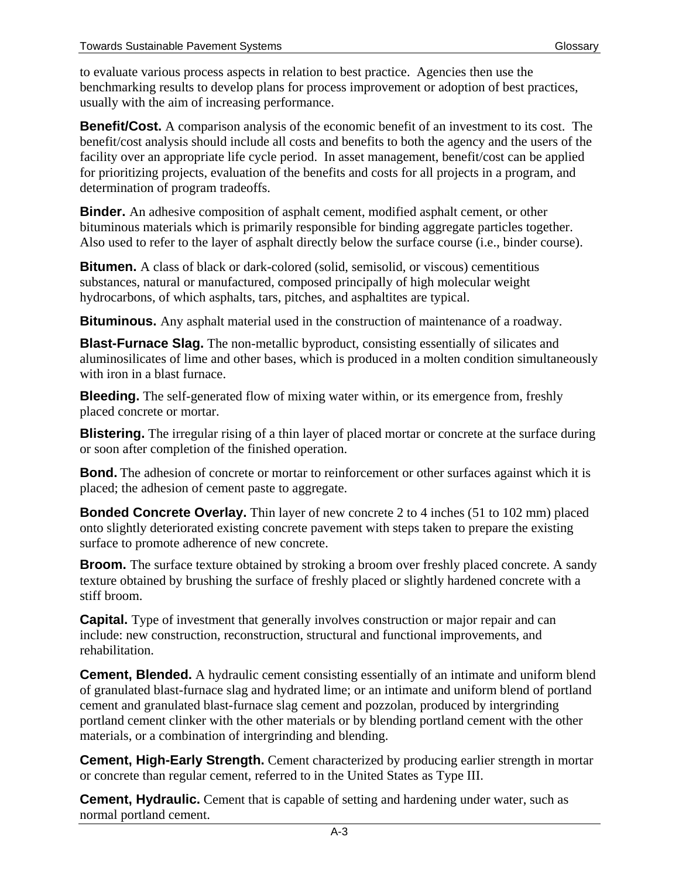to evaluate various process aspects in relation to best practice. Agencies then use the benchmarking results to develop plans for process improvement or adoption of best practices, usually with the aim of increasing performance.

**Benefit/Cost.** A comparison analysis of the economic benefit of an investment to its cost. The benefit/cost analysis should include all costs and benefits to both the agency and the users of the facility over an appropriate life cycle period. In asset management, benefit/cost can be applied for prioritizing projects, evaluation of the benefits and costs for all projects in a program, and determination of program tradeoffs.

**Binder.** An adhesive composition of asphalt cement, modified asphalt cement, or other bituminous materials which is primarily responsible for binding aggregate particles together. Also used to refer to the layer of asphalt directly below the surface course (i.e., binder course).

**Bitumen.** A class of black or dark-colored (solid, semisolid, or viscous) cementitious substances, natural or manufactured, composed principally of high molecular weight hydrocarbons, of which asphalts, tars, pitches, and asphaltites are typical.

**Bituminous.** Any asphalt material used in the construction of maintenance of a roadway.

**Blast-Furnace Slag.** The non-metallic byproduct, consisting essentially of silicates and aluminosilicates of lime and other bases, which is produced in a molten condition simultaneously with iron in a blast furnace.

**Bleeding.** The self-generated flow of mixing water within, or its emergence from, freshly placed concrete or mortar.

**Blistering.** The irregular rising of a thin layer of placed mortar or concrete at the surface during or soon after completion of the finished operation.

**Bond.** The adhesion of concrete or mortar to reinforcement or other surfaces against which it is placed; the adhesion of cement paste to aggregate.

**Bonded Concrete Overlay.** Thin layer of new concrete 2 to 4 inches (51 to 102 mm) placed onto slightly deteriorated existing concrete pavement with steps taken to prepare the existing surface to promote adherence of new concrete.

**Broom.** The surface texture obtained by stroking a broom over freshly placed concrete. A sandy texture obtained by brushing the surface of freshly placed or slightly hardened concrete with a stiff broom.

**Capital.** Type of investment that generally involves construction or major repair and can include: new construction, reconstruction, structural and functional improvements, and rehabilitation.

**Cement, Blended.** A hydraulic cement consisting essentially of an intimate and uniform blend of granulated blast-furnace slag and hydrated lime; or an intimate and uniform blend of portland cement and granulated blast-furnace slag cement and pozzolan, produced by intergrinding portland cement clinker with the other materials or by blending portland cement with the other materials, or a combination of intergrinding and blending.

**Cement, High-Early Strength.** Cement characterized by producing earlier strength in mortar or concrete than regular cement, referred to in the United States as Type III.

**Cement, Hydraulic.** Cement that is capable of setting and hardening under water, such as normal portland cement.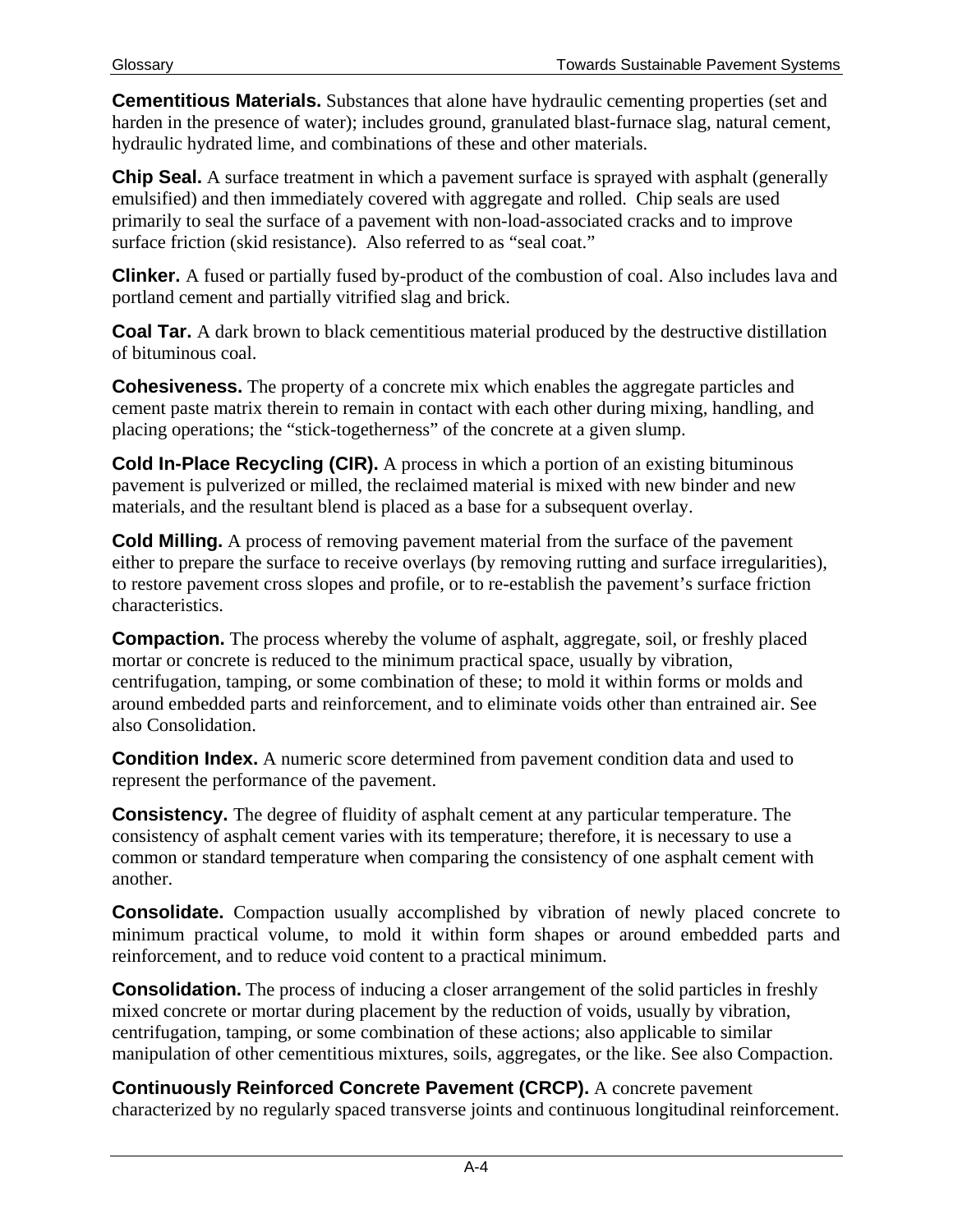**Cementitious Materials.** Substances that alone have hydraulic cementing properties (set and harden in the presence of water); includes ground, granulated blast-furnace slag, natural cement, hydraulic hydrated lime, and combinations of these and other materials.

**Chip Seal.** A surface treatment in which a pavement surface is sprayed with asphalt (generally emulsified) and then immediately covered with aggregate and rolled. Chip seals are used primarily to seal the surface of a pavement with non-load-associated cracks and to improve surface friction (skid resistance). Also referred to as "seal coat."

**Clinker.** A fused or partially fused by-product of the combustion of coal. Also includes lava and portland cement and partially vitrified slag and brick.

**Coal Tar.** A dark brown to black cementitious material produced by the destructive distillation of bituminous coal.

**Cohesiveness.** The property of a concrete mix which enables the aggregate particles and cement paste matrix therein to remain in contact with each other during mixing, handling, and placing operations; the "stick-togetherness" of the concrete at a given slump.

**Cold In-Place Recycling (CIR).** A process in which a portion of an existing bituminous pavement is pulverized or milled, the reclaimed material is mixed with new binder and new materials, and the resultant blend is placed as a base for a subsequent overlay.

**Cold Milling.** A process of removing pavement material from the surface of the pavement either to prepare the surface to receive overlays (by removing rutting and surface irregularities), to restore pavement cross slopes and profile, or to re-establish the pavement's surface friction characteristics.

**Compaction.** The process whereby the volume of asphalt, aggregate, soil, or freshly placed mortar or concrete is reduced to the minimum practical space, usually by vibration, centrifugation, tamping, or some combination of these; to mold it within forms or molds and around embedded parts and reinforcement, and to eliminate voids other than entrained air. See also Consolidation.

**Condition Index.** A numeric score determined from pavement condition data and used to represent the performance of the pavement.

**Consistency.** The degree of fluidity of asphalt cement at any particular temperature. The consistency of asphalt cement varies with its temperature; therefore, it is necessary to use a common or standard temperature when comparing the consistency of one asphalt cement with another.

**Consolidate.** Compaction usually accomplished by vibration of newly placed concrete to minimum practical volume, to mold it within form shapes or around embedded parts and reinforcement, and to reduce void content to a practical minimum.

**Consolidation.** The process of inducing a closer arrangement of the solid particles in freshly mixed concrete or mortar during placement by the reduction of voids, usually by vibration, centrifugation, tamping, or some combination of these actions; also applicable to similar manipulation of other cementitious mixtures, soils, aggregates, or the like. See also Compaction.

**Continuously Reinforced Concrete Pavement (CRCP).** A concrete pavement characterized by no regularly spaced transverse joints and continuous longitudinal reinforcement.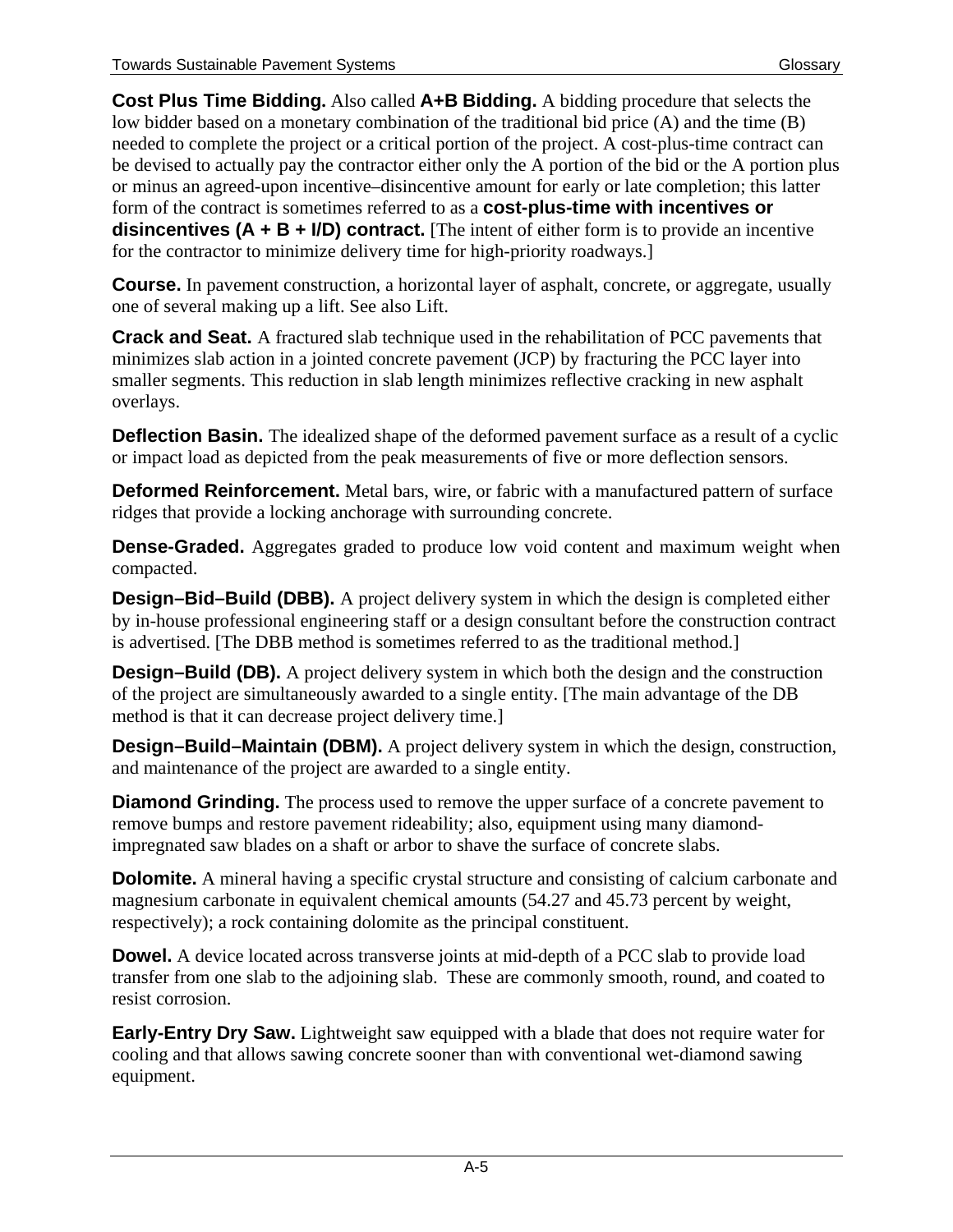**Cost Plus Time Bidding.** Also called **A+B Bidding.** A bidding procedure that selects the low bidder based on a monetary combination of the traditional bid price (A) and the time (B) needed to complete the project or a critical portion of the project. A cost-plus-time contract can be devised to actually pay the contractor either only the A portion of the bid or the A portion plus or minus an agreed-upon incentive–disincentive amount for early or late completion; this latter form of the contract is sometimes referred to as a **cost-plus-time with incentives or disincentives (A + B + I/D) contract.** [The intent of either form is to provide an incentive for the contractor to minimize delivery time for high-priority roadways.]

**Course.** In pavement construction, a horizontal layer of asphalt, concrete, or aggregate, usually one of several making up a lift. See also Lift.

**Crack and Seat.** A fractured slab technique used in the rehabilitation of PCC pavements that minimizes slab action in a jointed concrete pavement (JCP) by fracturing the PCC layer into smaller segments. This reduction in slab length minimizes reflective cracking in new asphalt overlays.

**Deflection Basin.** The idealized shape of the deformed pavement surface as a result of a cyclic or impact load as depicted from the peak measurements of five or more deflection sensors.

**Deformed Reinforcement.** Metal bars, wire, or fabric with a manufactured pattern of surface ridges that provide a locking anchorage with surrounding concrete.

**Dense-Graded.** Aggregates graded to produce low void content and maximum weight when compacted.

**Design–Bid–Build (DBB).** A project delivery system in which the design is completed either by in-house professional engineering staff or a design consultant before the construction contract is advertised. [The DBB method is sometimes referred to as the traditional method.]

**Design–Build (DB).** A project delivery system in which both the design and the construction of the project are simultaneously awarded to a single entity. [The main advantage of the DB method is that it can decrease project delivery time.]

**Design–Build–Maintain (DBM).** A project delivery system in which the design, construction, and maintenance of the project are awarded to a single entity.

**Diamond Grinding.** The process used to remove the upper surface of a concrete pavement to remove bumps and restore pavement rideability; also, equipment using many diamond-impregnated saw blades on a shaft or arbor to shave the surface of concrete slabs.

**Dolomite.** A mineral having a specific crystal structure and consisting of calcium carbonate and magnesium carbonate in equivalent chemical amounts (54.27 and 45.73 percent by weight, respectively); a rock containing dolomite as the principal constituent.

**Dowel.** A device located across transverse joints at mid-depth of a PCC slab to provide load transfer from one slab to the adjoining slab. These are commonly smooth, round, and coated to resist corrosion.

**Early-Entry Dry Saw.** Lightweight saw equipped with a blade that does not require water for cooling and that allows sawing concrete sooner than with conventional wet-diamond sawing equipment.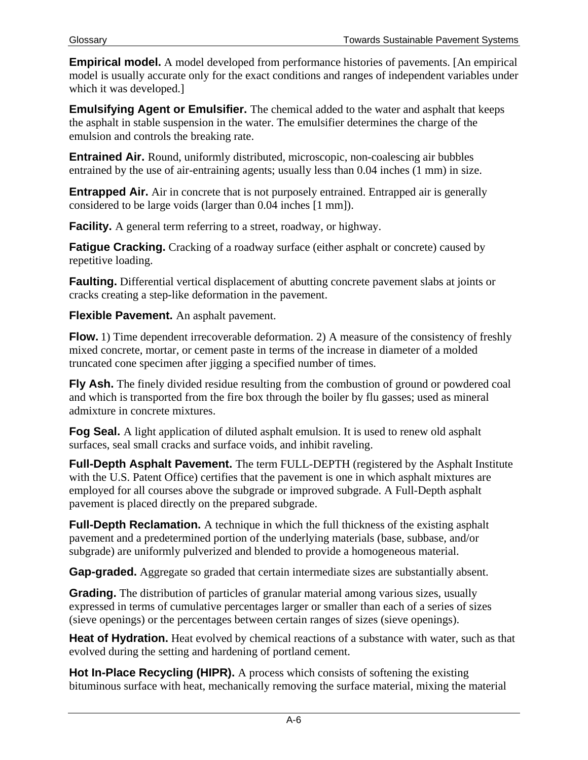**Empirical model.** A model developed from performance histories of pavements. [An empirical model is usually accurate only for the exact conditions and ranges of independent variables under which it was developed.]

**Emulsifying Agent or Emulsifier.** The chemical added to the water and asphalt that keeps the asphalt in stable suspension in the water. The emulsifier determines the charge of the emulsion and controls the breaking rate.

**Entrained Air.** Round, uniformly distributed, microscopic, non-coalescing air bubbles entrained by the use of air-entraining agents; usually less than 0.04 inches (1 mm) in size.

**Entrapped Air.** Air in concrete that is not purposely entrained. Entrapped air is generally considered to be large voids (larger than 0.04 inches [1 mm]).

**Facility.** A general term referring to a street, roadway, or highway.

**Fatigue Cracking.** Cracking of a roadway surface (either asphalt or concrete) caused by repetitive loading.

**Faulting.** Differential vertical displacement of abutting concrete pavement slabs at joints or cracks creating a step-like deformation in the pavement.

**Flexible Pavement.** An asphalt pavement.

**Flow.** 1) Time dependent irrecoverable deformation. 2) A measure of the consistency of freshly mixed concrete, mortar, or cement paste in terms of the increase in diameter of a molded truncated cone specimen after jigging a specified number of times.

**Fly Ash.** The finely divided residue resulting from the combustion of ground or powdered coal and which is transported from the fire box through the boiler by flu gasses; used as mineral admixture in concrete mixtures.

**Fog Seal.** A light application of diluted asphalt emulsion. It is used to renew old asphalt surfaces, seal small cracks and surface voids, and inhibit raveling.

**Full-Depth Asphalt Pavement.** The term FULL-DEPTH (registered by the Asphalt Institute with the U.S. Patent Office) certifies that the pavement is one in which asphalt mixtures are employed for all courses above the subgrade or improved subgrade. A Full-Depth asphalt pavement is placed directly on the prepared subgrade.

**Full-Depth Reclamation.** A technique in which the full thickness of the existing asphalt pavement and a predetermined portion of the underlying materials (base, subbase, and/or subgrade) are uniformly pulverized and blended to provide a homogeneous material.

**Gap-graded.** Aggregate so graded that certain intermediate sizes are substantially absent.

**Grading.** The distribution of particles of granular material among various sizes, usually expressed in terms of cumulative percentages larger or smaller than each of a series of sizes (sieve openings) or the percentages between certain ranges of sizes (sieve openings).

**Heat of Hydration.** Heat evolved by chemical reactions of a substance with water, such as that evolved during the setting and hardening of portland cement.

**Hot In-Place Recycling (HIPR).** A process which consists of softening the existing bituminous surface with heat, mechanically removing the surface material, mixing the material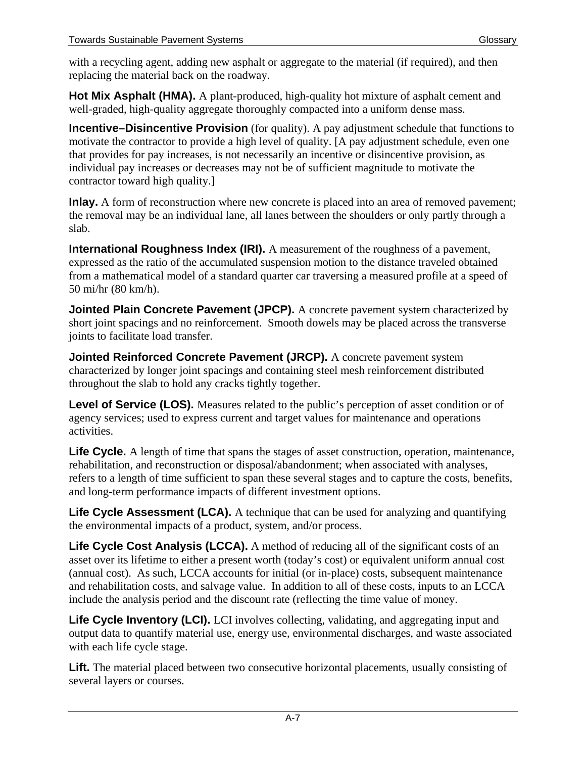with a recycling agent, adding new asphalt or aggregate to the material (if required), and then replacing the material back on the roadway.

**Hot Mix Asphalt (HMA).** A plant-produced, high-quality hot mixture of asphalt cement and well-graded, high-quality aggregate thoroughly compacted into a uniform dense mass.

**Incentive–Disincentive Provision** (for quality). A pay adjustment schedule that functions to motivate the contractor to provide a high level of quality. [A pay adjustment schedule, even one that provides for pay increases, is not necessarily an incentive or disincentive provision, as individual pay increases or decreases may not be of sufficient magnitude to motivate the contractor toward high quality.]

**Inlay.** A form of reconstruction where new concrete is placed into an area of removed pavement; the removal may be an individual lane, all lanes between the shoulders or only partly through a slab.

**International Roughness Index (IRI).** A measurement of the roughness of a pavement, expressed as the ratio of the accumulated suspension motion to the distance traveled obtained from a mathematical model of a standard quarter car traversing a measured profile at a speed of 50 mi/hr (80 km/h).

**Jointed Plain Concrete Pavement (JPCP).** A concrete pavement system characterized by short joint spacings and no reinforcement. Smooth dowels may be placed across the transverse joints to facilitate load transfer.

**Jointed Reinforced Concrete Pavement (JRCP).** A concrete pavement system characterized by longer joint spacings and containing steel mesh reinforcement distributed throughout the slab to hold any cracks tightly together.

**Level of Service (LOS).** Measures related to the public's perception of asset condition or of agency services; used to express current and target values for maintenance and operations activities.

**Life Cycle.** A length of time that spans the stages of asset construction, operation, maintenance, rehabilitation, and reconstruction or disposal/abandonment; when associated with analyses, refers to a length of time sufficient to span these several stages and to capture the costs, benefits, and long-term performance impacts of different investment options.

**Life Cycle Assessment (LCA).** A technique that can be used for analyzing and quantifying the environmental impacts of a product, system, and/or process.

**Life Cycle Cost Analysis (LCCA).** A method of reducing all of the significant costs of an asset over its lifetime to either a present worth (today's cost) or equivalent uniform annual cost (annual cost). As such, LCCA accounts for initial (or in-place) costs, subsequent maintenance and rehabilitation costs, and salvage value. In addition to all of these costs, inputs to an LCCA include the analysis period and the discount rate (reflecting the time value of money.

**Life Cycle Inventory (LCI).** LCI involves collecting, validating, and aggregating input and output data to quantify material use, energy use, environmental discharges, and waste associated with each life cycle stage.

**Lift.** The material placed between two consecutive horizontal placements, usually consisting of several layers or courses.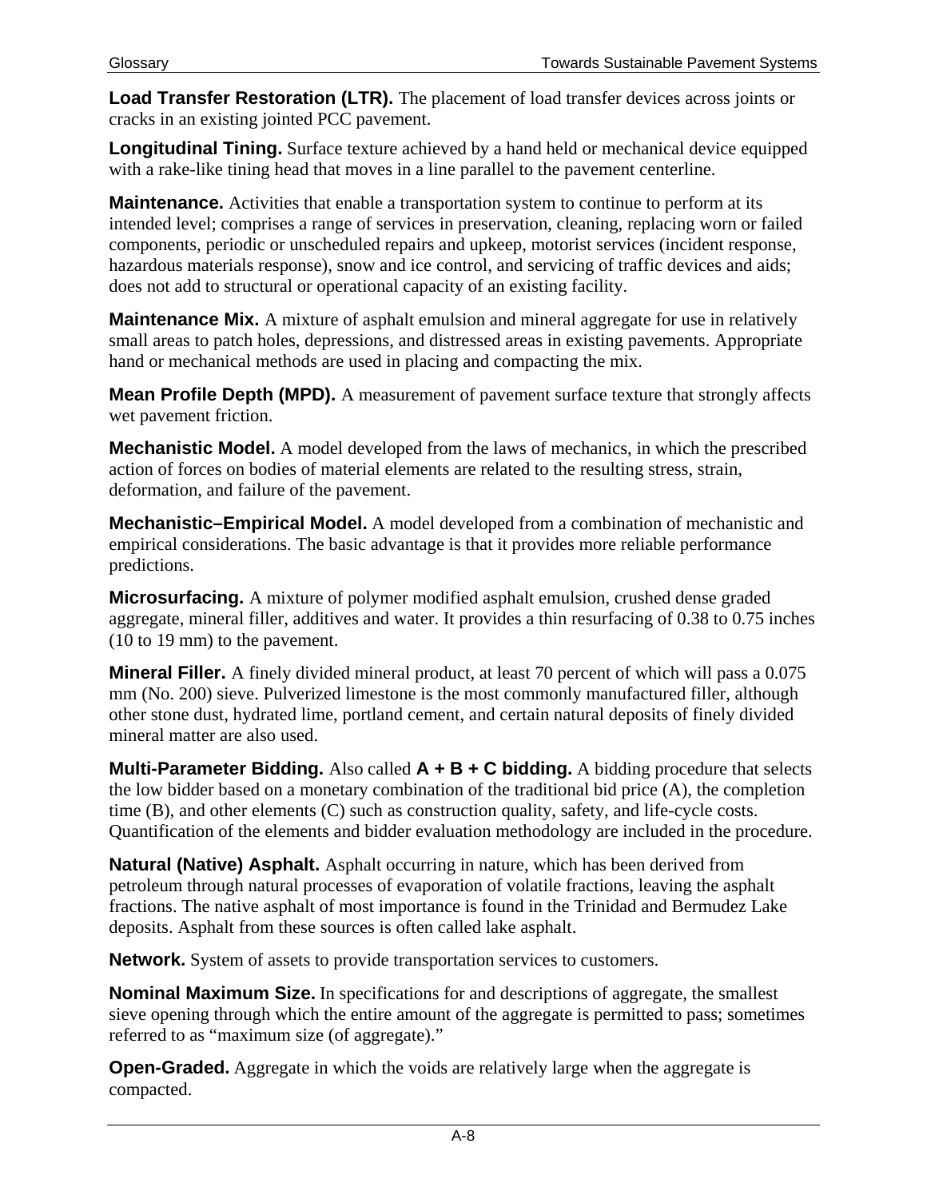**Load Transfer Restoration (LTR).** The placement of load transfer devices across joints or cracks in an existing jointed PCC pavement.

**Longitudinal Tining.** Surface texture achieved by a hand held or mechanical device equipped with a rake-like tining head that moves in a line parallel to the pavement centerline.

**Maintenance.** Activities that enable a transportation system to continue to perform at its intended level; comprises a range of services in preservation, cleaning, replacing worn or failed components, periodic or unscheduled repairs and upkeep, motorist services (incident response, hazardous materials response), snow and ice control, and servicing of traffic devices and aids; does not add to structural or operational capacity of an existing facility.

**Maintenance Mix.** A mixture of asphalt emulsion and mineral aggregate for use in relatively small areas to patch holes, depressions, and distressed areas in existing pavements. Appropriate hand or mechanical methods are used in placing and compacting the mix.

**Mean Profile Depth (MPD).** A measurement of pavement surface texture that strongly affects wet pavement friction.

**Mechanistic Model.** A model developed from the laws of mechanics, in which the prescribed action of forces on bodies of material elements are related to the resulting stress, strain, deformation, and failure of the pavement.

**Mechanistic–Empirical Model.** A model developed from a combination of mechanistic and empirical considerations. The basic advantage is that it provides more reliable performance predictions.

**Microsurfacing.** A mixture of polymer modified asphalt emulsion, crushed dense graded aggregate, mineral filler, additives and water. It provides a thin resurfacing of 0.38 to 0.75 inches (10 to 19 mm) to the pavement.

**Mineral Filler.** A finely divided mineral product, at least 70 percent of which will pass a 0.075 mm (No. 200) sieve. Pulverized limestone is the most commonly manufactured filler, although other stone dust, hydrated lime, portland cement, and certain natural deposits of finely divided mineral matter are also used.

**Multi-Parameter Bidding.** Also called **A + B + C bidding.** A bidding procedure that selects the low bidder based on a monetary combination of the traditional bid price (A), the completion time (B), and other elements (C) such as construction quality, safety, and life-cycle costs. Quantification of the elements and bidder evaluation methodology are included in the procedure.

**Natural (Native) Asphalt.** Asphalt occurring in nature, which has been derived from petroleum through natural processes of evaporation of volatile fractions, leaving the asphalt fractions. The native asphalt of most importance is found in the Trinidad and Bermudez Lake deposits. Asphalt from these sources is often called lake asphalt.

**Network.** System of assets to provide transportation services to customers.

**Nominal Maximum Size.** In specifications for and descriptions of aggregate, the smallest sieve opening through which the entire amount of the aggregate is permitted to pass; sometimes referred to as "maximum size (of aggregate)."

**Open-Graded.** Aggregate in which the voids are relatively large when the aggregate is compacted.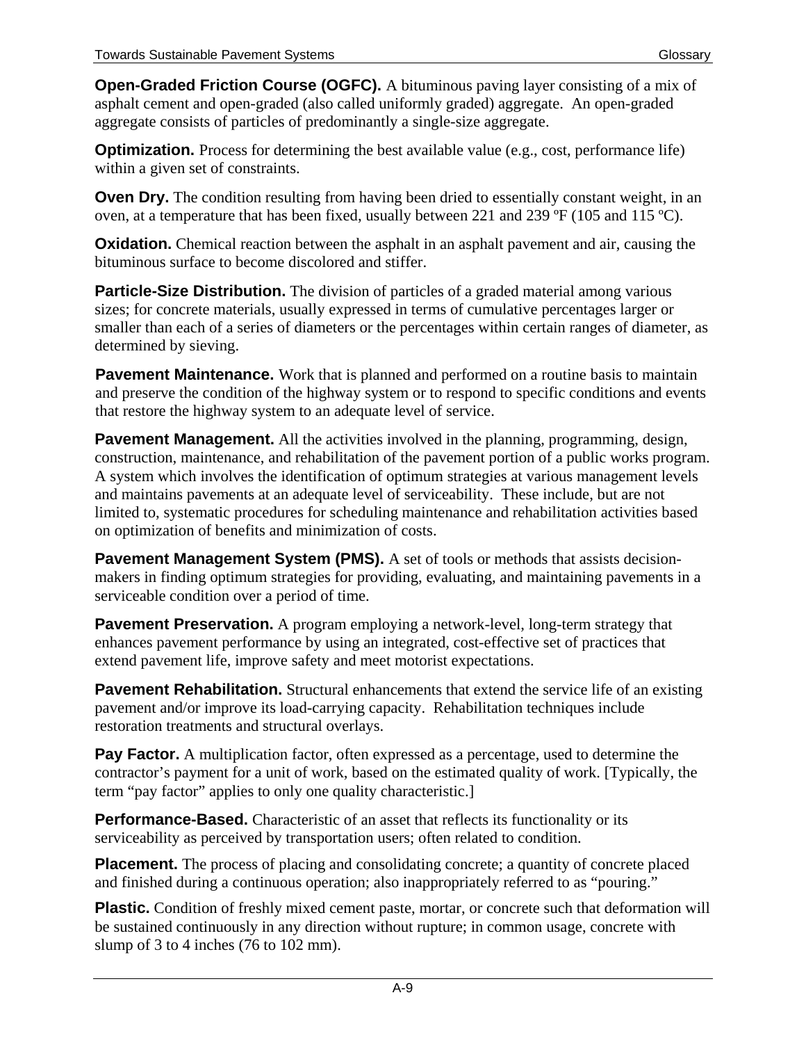**Open-Graded Friction Course (OGFC).** A bituminous paving layer consisting of a mix of asphalt cement and open-graded (also called uniformly graded) aggregate. An open-graded aggregate consists of particles of predominantly a single-size aggregate.

**Optimization.** Process for determining the best available value (e.g., cost, performance life) within a given set of constraints.

**Oven Dry.** The condition resulting from having been dried to essentially constant weight, in an oven, at a temperature that has been fixed, usually between 221 and 239 ºF (105 and 115 ºC).

**Oxidation.** Chemical reaction between the asphalt in an asphalt pavement and air, causing the bituminous surface to become discolored and stiffer.

**Particle-Size Distribution.** The division of particles of a graded material among various sizes; for concrete materials, usually expressed in terms of cumulative percentages larger or smaller than each of a series of diameters or the percentages within certain ranges of diameter, as determined by sieving.

**Pavement Maintenance.** Work that is planned and performed on a routine basis to maintain and preserve the condition of the highway system or to respond to specific conditions and events that restore the highway system to an adequate level of service.

**Pavement Management.** All the activities involved in the planning, programming, design, construction, maintenance, and rehabilitation of the pavement portion of a public works program. A system which involves the identification of optimum strategies at various management levels and maintains pavements at an adequate level of serviceability. These include, but are not limited to, systematic procedures for scheduling maintenance and rehabilitation activities based on optimization of benefits and minimization of costs.

**Pavement Management System (PMS).** A set of tools or methods that assists decision-makers in finding optimum strategies for providing, evaluating, and maintaining pavements in a serviceable condition over a period of time.

**Pavement Preservation.** A program employing a network-level, long-term strategy that enhances pavement performance by using an integrated, cost-effective set of practices that extend pavement life, improve safety and meet motorist expectations.

**Pavement Rehabilitation.** Structural enhancements that extend the service life of an existing pavement and/or improve its load-carrying capacity. Rehabilitation techniques include restoration treatments and structural overlays.

**Pay Factor.** A multiplication factor, often expressed as a percentage, used to determine the contractor's payment for a unit of work, based on the estimated quality of work. [Typically, the term "pay factor" applies to only one quality characteristic.]

**Performance-Based.** Characteristic of an asset that reflects its functionality or its serviceability as perceived by transportation users; often related to condition.

**Placement.** The process of placing and consolidating concrete; a quantity of concrete placed and finished during a continuous operation; also inappropriately referred to as "pouring."

**Plastic.** Condition of freshly mixed cement paste, mortar, or concrete such that deformation will be sustained continuously in any direction without rupture; in common usage, concrete with slump of 3 to 4 inches (76 to 102 mm).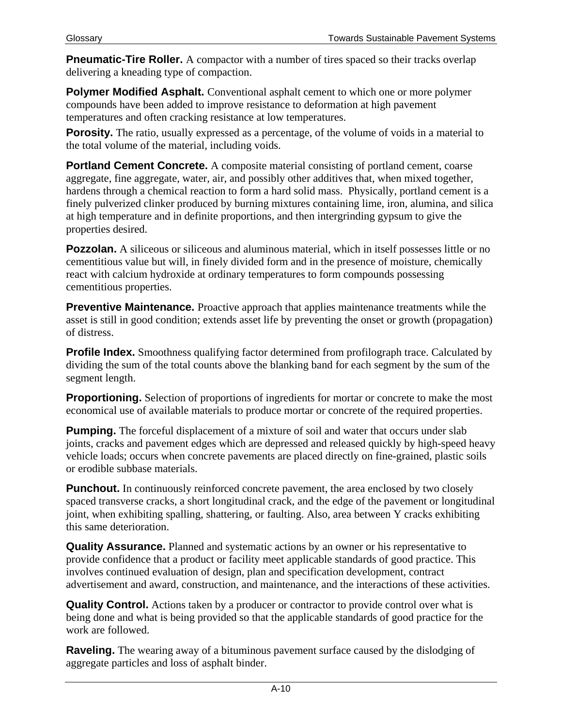**Pneumatic-Tire Roller.** A compactor with a number of tires spaced so their tracks overlap delivering a kneading type of compaction.

**Polymer Modified Asphalt.** Conventional asphalt cement to which one or more polymer compounds have been added to improve resistance to deformation at high pavement temperatures and often cracking resistance at low temperatures.

**Porosity.** The ratio, usually expressed as a percentage, of the volume of voids in a material to the total volume of the material, including voids.

**Portland Cement Concrete.** A composite material consisting of portland cement, coarse aggregate, fine aggregate, water, air, and possibly other additives that, when mixed together, hardens through a chemical reaction to form a hard solid mass. Physically, portland cement is a finely pulverized clinker produced by burning mixtures containing lime, iron, alumina, and silica at high temperature and in definite proportions, and then intergrinding gypsum to give the properties desired.

**Pozzolan.** A siliceous or siliceous and aluminous material, which in itself possesses little or no cementitious value but will, in finely divided form and in the presence of moisture, chemically react with calcium hydroxide at ordinary temperatures to form compounds possessing cementitious properties.

**Preventive Maintenance.** Proactive approach that applies maintenance treatments while the asset is still in good condition; extends asset life by preventing the onset or growth (propagation) of distress.

**Profile Index.** Smoothness qualifying factor determined from profilograph trace. Calculated by dividing the sum of the total counts above the blanking band for each segment by the sum of the segment length.

**Proportioning.** Selection of proportions of ingredients for mortar or concrete to make the most economical use of available materials to produce mortar or concrete of the required properties.

**Pumping.** The forceful displacement of a mixture of soil and water that occurs under slab joints, cracks and pavement edges which are depressed and released quickly by high-speed heavy vehicle loads; occurs when concrete pavements are placed directly on fine-grained, plastic soils or erodible subbase materials.

**Punchout.** In continuously reinforced concrete pavement, the area enclosed by two closely spaced transverse cracks, a short longitudinal crack, and the edge of the pavement or longitudinal joint, when exhibiting spalling, shattering, or faulting. Also, area between Y cracks exhibiting this same deterioration.

**Quality Assurance.** Planned and systematic actions by an owner or his representative to provide confidence that a product or facility meet applicable standards of good practice. This involves continued evaluation of design, plan and specification development, contract advertisement and award, construction, and maintenance, and the interactions of these activities.

**Quality Control.** Actions taken by a producer or contractor to provide control over what is being done and what is being provided so that the applicable standards of good practice for the work are followed.

**Raveling.** The wearing away of a bituminous pavement surface caused by the dislodging of aggregate particles and loss of asphalt binder.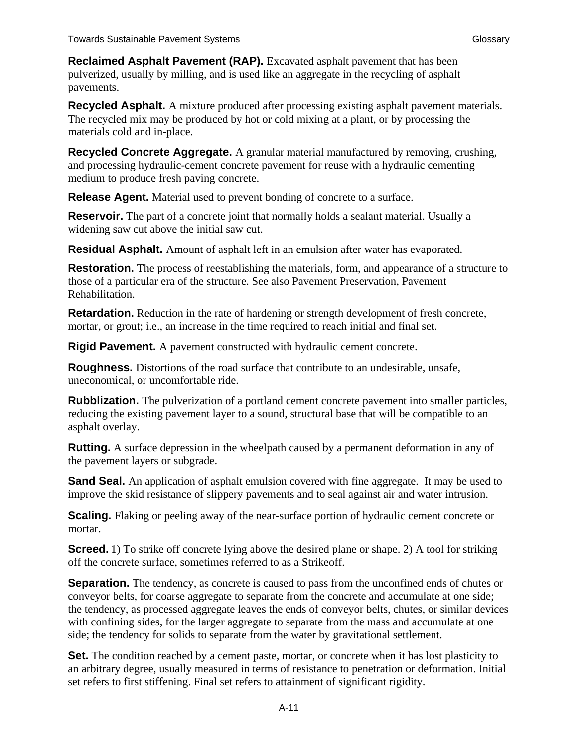**Reclaimed Asphalt Pavement (RAP).** Excavated asphalt pavement that has been pulverized, usually by milling, and is used like an aggregate in the recycling of asphalt pavements.

**Recycled Asphalt.** A mixture produced after processing existing asphalt pavement materials. The recycled mix may be produced by hot or cold mixing at a plant, or by processing the materials cold and in-place.

**Recycled Concrete Aggregate.** A granular material manufactured by removing, crushing, and processing hydraulic-cement concrete pavement for reuse with a hydraulic cementing medium to produce fresh paving concrete.

**Release Agent.** Material used to prevent bonding of concrete to a surface.

**Reservoir.** The part of a concrete joint that normally holds a sealant material. Usually a widening saw cut above the initial saw cut.

**Residual Asphalt.** Amount of asphalt left in an emulsion after water has evaporated.

**Restoration.** The process of reestablishing the materials, form, and appearance of a structure to those of a particular era of the structure. See also Pavement Preservation, Pavement Rehabilitation.

**Retardation.** Reduction in the rate of hardening or strength development of fresh concrete, mortar, or grout; i.e., an increase in the time required to reach initial and final set.

**Rigid Pavement.** A pavement constructed with hydraulic cement concrete.

**Roughness.** Distortions of the road surface that contribute to an undesirable, unsafe, uneconomical, or uncomfortable ride.

**Rubblization.** The pulverization of a portland cement concrete pavement into smaller particles, reducing the existing pavement layer to a sound, structural base that will be compatible to an asphalt overlay.

**Rutting.** A surface depression in the wheelpath caused by a permanent deformation in any of the pavement layers or subgrade.

**Sand Seal.** An application of asphalt emulsion covered with fine aggregate. It may be used to improve the skid resistance of slippery pavements and to seal against air and water intrusion.

**Scaling.** Flaking or peeling away of the near-surface portion of hydraulic cement concrete or mortar.

**Screed.** 1) To strike off concrete lying above the desired plane or shape. 2) A tool for striking off the concrete surface, sometimes referred to as a Strikeoff.

**Separation.** The tendency, as concrete is caused to pass from the unconfined ends of chutes or conveyor belts, for coarse aggregate to separate from the concrete and accumulate at one side; the tendency, as processed aggregate leaves the ends of conveyor belts, chutes, or similar devices with confining sides, for the larger aggregate to separate from the mass and accumulate at one side; the tendency for solids to separate from the water by gravitational settlement.

**Set.** The condition reached by a cement paste, mortar, or concrete when it has lost plasticity to an arbitrary degree, usually measured in terms of resistance to penetration or deformation. Initial set refers to first stiffening. Final set refers to attainment of significant rigidity.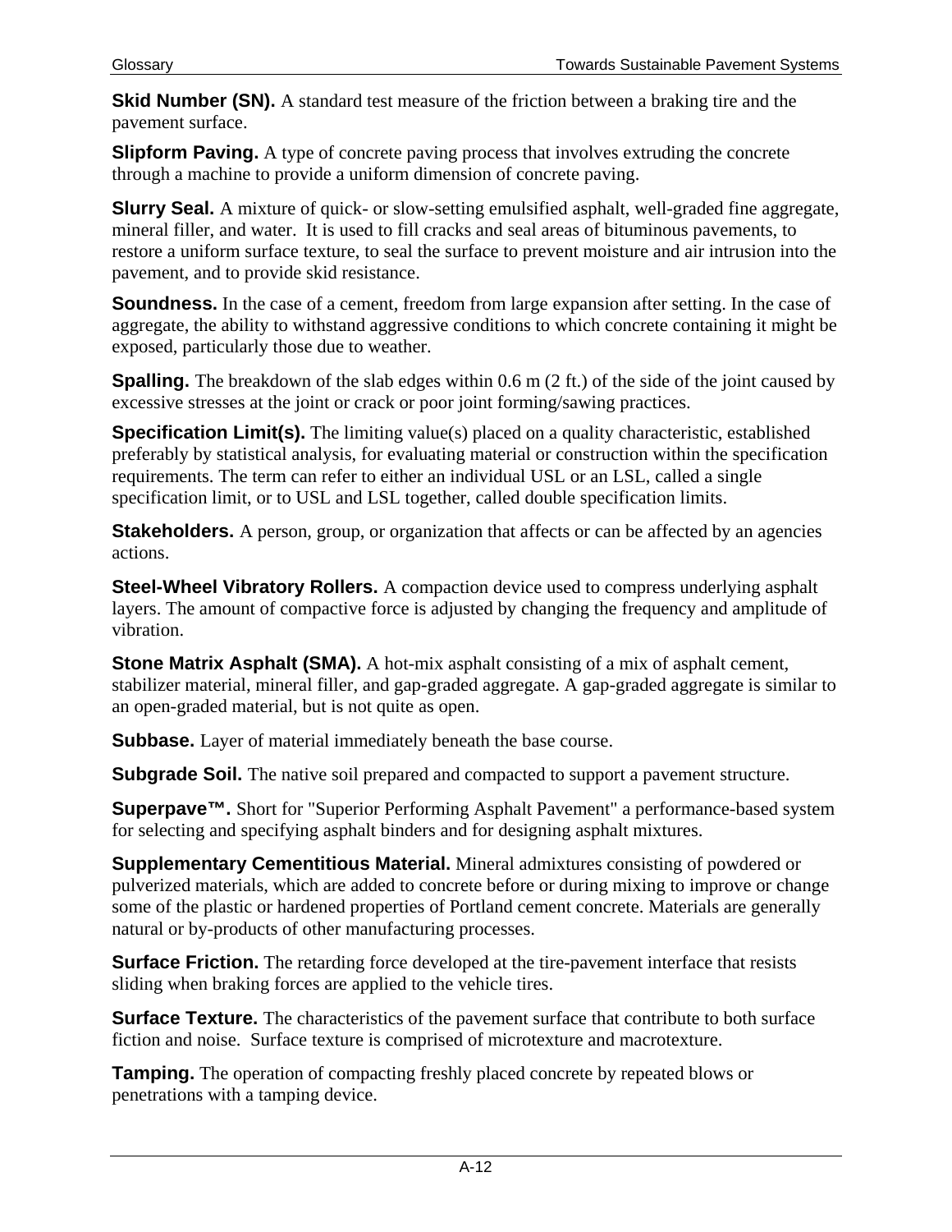**Skid Number (SN).** A standard test measure of the friction between a braking tire and the pavement surface.

**Slipform Paving.** A type of concrete paving process that involves extruding the concrete through a machine to provide a uniform dimension of concrete paving.

**Slurry Seal.** A mixture of quick- or slow-setting emulsified asphalt, well-graded fine aggregate, mineral filler, and water. It is used to fill cracks and seal areas of bituminous pavements, to restore a uniform surface texture, to seal the surface to prevent moisture and air intrusion into the pavement, and to provide skid resistance.

**Soundness.** In the case of a cement, freedom from large expansion after setting. In the case of aggregate, the ability to withstand aggressive conditions to which concrete containing it might be exposed, particularly those due to weather.

**Spalling.** The breakdown of the slab edges within 0.6 m (2 ft.) of the side of the joint caused by excessive stresses at the joint or crack or poor joint forming/sawing practices.

**Specification Limit(s).** The limiting value(s) placed on a quality characteristic, established preferably by statistical analysis, for evaluating material or construction within the specification requirements. The term can refer to either an individual USL or an LSL, called a single specification limit, or to USL and LSL together, called double specification limits.

**Stakeholders.** A person, group, or organization that affects or can be affected by an agencies actions.

**Steel-Wheel Vibratory Rollers.** A compaction device used to compress underlying asphalt layers. The amount of compactive force is adjusted by changing the frequency and amplitude of vibration.

**Stone Matrix Asphalt (SMA).** A hot-mix asphalt consisting of a mix of asphalt cement, stabilizer material, mineral filler, and gap-graded aggregate. A gap-graded aggregate is similar to an open-graded material, but is not quite as open.

**Subbase.** Layer of material immediately beneath the base course.

**Subgrade Soil.** The native soil prepared and compacted to support a pavement structure.

**Superpave™.** Short for "Superior Performing Asphalt Pavement" a performance-based system for selecting and specifying asphalt binders and for designing asphalt mixtures.

**Supplementary Cementitious Material.** Mineral admixtures consisting of powdered or pulverized materials, which are added to concrete before or during mixing to improve or change some of the plastic or hardened properties of Portland cement concrete. Materials are generally natural or by-products of other manufacturing processes.

**Surface Friction.** The retarding force developed at the tire-pavement interface that resists sliding when braking forces are applied to the vehicle tires.

**Surface Texture.** The characteristics of the pavement surface that contribute to both surface fiction and noise. Surface texture is comprised of microtexture and macrotexture.

**Tamping.** The operation of compacting freshly placed concrete by repeated blows or penetrations with a tamping device.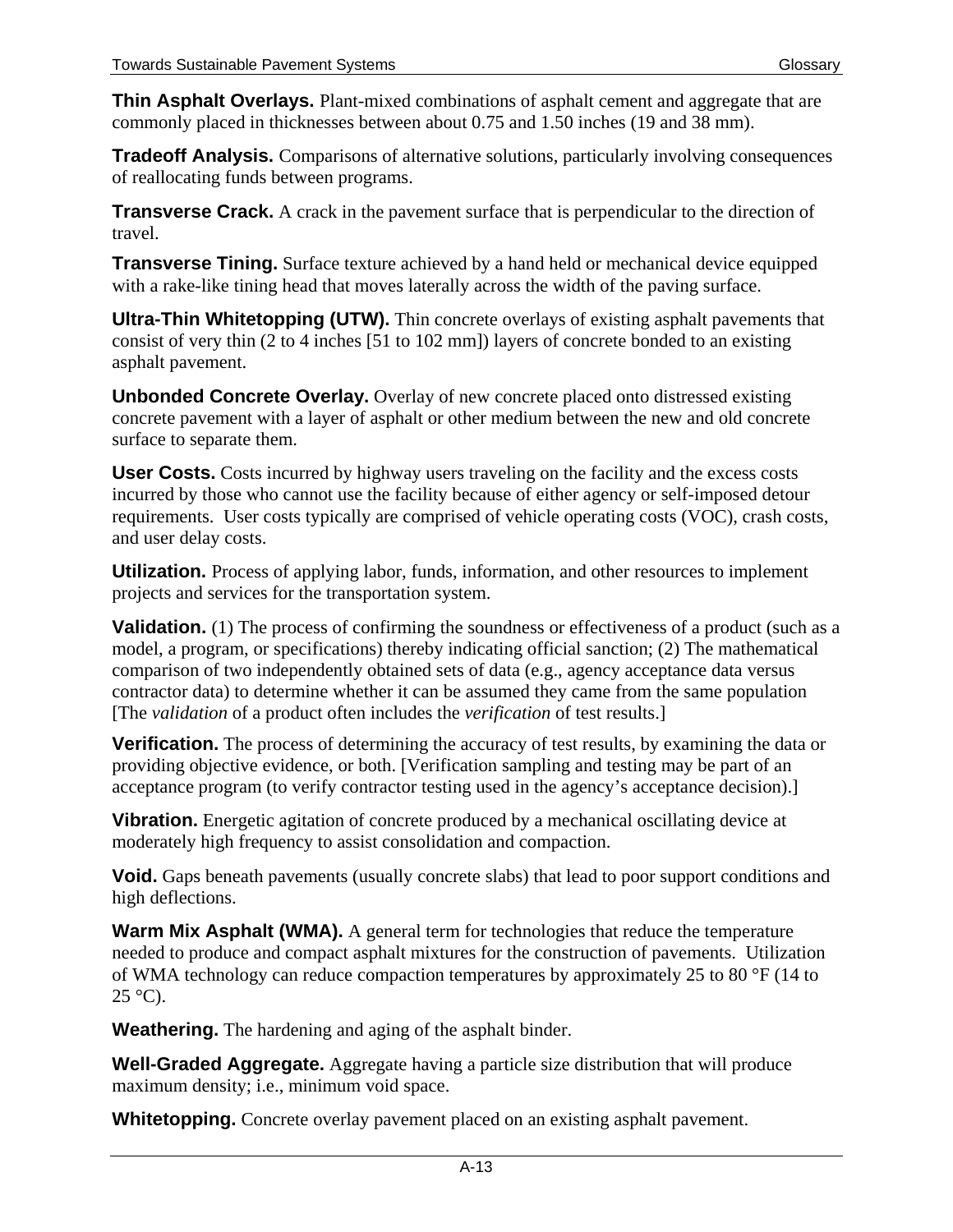**Thin Asphalt Overlays.** Plant-mixed combinations of asphalt cement and aggregate that are commonly placed in thicknesses between about 0.75 and 1.50 inches (19 and 38 mm).

**Tradeoff Analysis.** Comparisons of alternative solutions, particularly involving consequences of reallocating funds between programs.

**Transverse Crack.** A crack in the pavement surface that is perpendicular to the direction of travel.

**Transverse Tining.** Surface texture achieved by a hand held or mechanical device equipped with a rake-like tining head that moves laterally across the width of the paving surface.

**Ultra-Thin Whitetopping (UTW).** Thin concrete overlays of existing asphalt pavements that consist of very thin (2 to 4 inches [51 to 102 mm]) layers of concrete bonded to an existing asphalt pavement.

**Unbonded Concrete Overlay.** Overlay of new concrete placed onto distressed existing concrete pavement with a layer of asphalt or other medium between the new and old concrete surface to separate them.

**User Costs.** Costs incurred by highway users traveling on the facility and the excess costs incurred by those who cannot use the facility because of either agency or self-imposed detour requirements. User costs typically are comprised of vehicle operating costs (VOC), crash costs, and user delay costs.

**Utilization.** Process of applying labor, funds, information, and other resources to implement projects and services for the transportation system.

**Validation.** (1) The process of confirming the soundness or effectiveness of a product (such as a model, a program, or specifications) thereby indicating official sanction; (2) The mathematical comparison of two independently obtained sets of data (e.g., agency acceptance data versus contractor data) to determine whether it can be assumed they came from the same population [The *validation* of a product often includes the *verification* of test results.]

**Verification.** The process of determining the accuracy of test results, by examining the data or providing objective evidence, or both. [Verification sampling and testing may be part of an acceptance program (to verify contractor testing used in the agency's acceptance decision).]

**Vibration.** Energetic agitation of concrete produced by a mechanical oscillating device at moderately high frequency to assist consolidation and compaction.

**Void.** Gaps beneath pavements (usually concrete slabs) that lead to poor support conditions and high deflections.

**Warm Mix Asphalt (WMA).** A general term for technologies that reduce the temperature needed to produce and compact asphalt mixtures for the construction of pavements. Utilization of WMA technology can reduce compaction temperatures by approximately 25 to 80 °F (14 to 25 °C).

**Weathering.** The hardening and aging of the asphalt binder.

**Well-Graded Aggregate.** Aggregate having a particle size distribution that will produce maximum density; i.e., minimum void space.

**Whitetopping.** Concrete overlay pavement placed on an existing asphalt pavement.